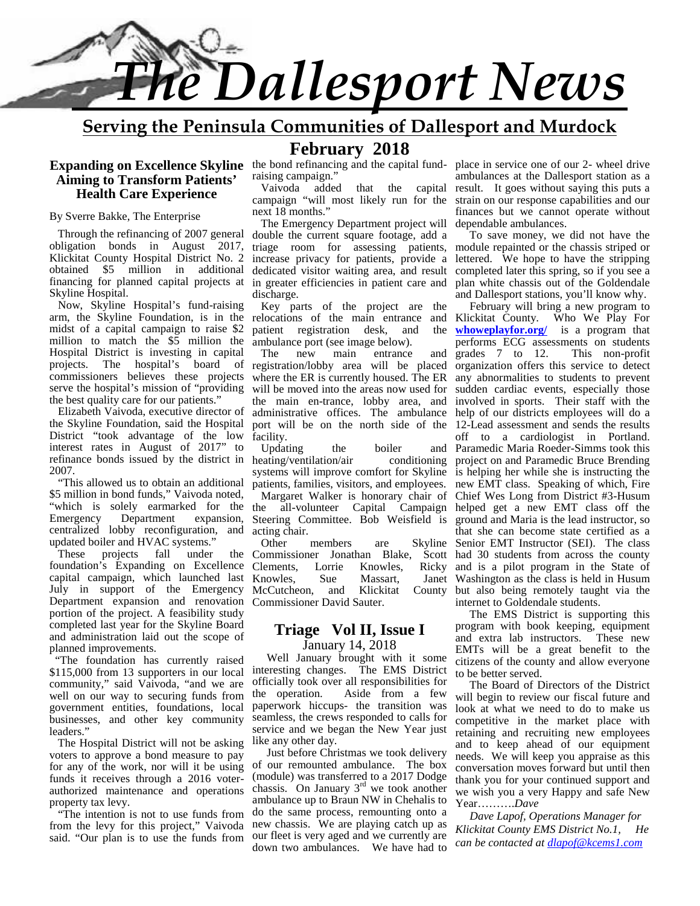# The Dallesport News

**Serving the Peninsula Communities of Dallesport and Murdock**

**February 2018**

## Expanding on Excellence Skyline Aiming to Transform Patients' Health Care Experience

By Sverre Bakke, The Enterprise

Through the refinancing of 2007 general obligation bonds in August 2017, Klickitat County Hospital District No. 2 obtained $5 million in additional financing for planned capital projects at Skyline Hospital.

Now, Skyline Hospital's fund-raising arm, the Skyline Foundation, is in the midst of a capital campaign to raise $2 million to match the $5 million the Hospital District is investing in capital projects. The hospital's board of commissioners believes these projects serve the hospital's mission of "providing the best quality care for our patients."

Elizabeth Vaivoda, executive director of the Skyline Foundation, said the Hospital District "took advantage of the low interest rates in August of 2017" to refinance bonds issued by the district in 2007.

"This allowed us to obtain an additional $5 million in bond funds," Vaivoda noted, "which is solely earmarked for the Emergency Department expansion, centralized lobby reconfiguration, and updated boiler and HVAC systems."

These projects fall under the foundation's Expanding on Excellence capital campaign, which launched last July in support of the Emergency Department expansion and renovation portion of the project. A feasibility study completed last year for the Skyline Board and administration laid out the scope of planned improvements.

"The foundation has currently raised $115,000 from 13 supporters in our local community," said Vaivoda, "and we are well on our way to securing funds from government entities, foundations, local businesses, and other key community leaders."

The Hospital District will not be asking voters to approve a bond measure to pay for any of the work, nor will it be using funds it receives through a 2016 voter-authorized maintenance and operations property tax levy.

"The intention is not to use funds from from the levy for this project," Vaivoda said. "Our plan is to use the funds from the bond refinancing and the capital fund-raising campaign."

Vaivoda added that the capital campaign "will most likely run for the next 18 months."

The Emergency Department project will double the current square footage, add a triage room for assessing patients, increase privacy for patients, provide a dedicated visitor waiting area, and result in greater efficiencies in patient care and discharge.

Key parts of the project are the relocations of the main entrance and patient registration desk, and the ambulance port (see image below).

The new main entrance and registration/lobby area will be placed where the ER is currently housed. The ER will be moved into the areas now used for the main en-trance, lobby area, and administrative offices. The ambulance port will be on the north side of the facility.

Updating the boiler and heating/ventilation/air conditioning systems will improve comfort for Skyline patients, families, visitors, and employees.

Margaret Walker is honorary chair of the all-volunteer Capital Campaign Steering Committee. Bob Weisfield is acting chair.

Other members are Skyline Commissioner Jonathan Blake, Scott Clements, Lorrie Knowles, Ricky Knowles, Sue Massart, Janet McCutcheon, and Klickitat County Commissioner David Sauter.

## Triage Vol II, Issue I

January 14, 2018

Well January brought with it some interesting changes. The EMS District officially took over all responsibilities for the operation. Aside from a few paperwork hiccups- the transition was seamless, the crews responded to calls for service and we began the New Year just like any other day.

Just before Christmas we took delivery of our remounted ambulance. The box (module) was transferred to a 2017 Dodge chassis. On January 3rd we took another ambulance up to Braun NW in Chehalis to do the same process, remounting onto a new chassis. We are playing catch up as our fleet is very aged and we currently are down two ambulances. We have had to place in service one of our 2- wheel drive ambulances at the Dallesport station as a result. It goes without saying this puts a strain on our response capabilities and our finances but we cannot operate without dependable ambulances.

To save money, we did not have the module repainted or the chassis striped or lettered. We hope to have the stripping completed later this spring, so if you see a plan white chassis out of the Goldendale and Dallesport stations, you'll know why.

February will bring a new program to Klickitat County. Who We Play For **whoweplayfor.org/** is a program that performs ECG assessments on students grades 7 to 12. This non-profit organization offers this service to detect any abnormalities to students to prevent sudden cardiac events, especially those involved in sports. Their staff with the help of our districts employees will do a 12-Lead assessment and sends the results off to a cardiologist in Portland. Paramedic Maria Roeder-Simms took this project on and Paramedic Bruce Brending is helping her while she is instructing the new EMT class. Speaking of which, Fire Chief Wes Long from District #3-Husum helped get a new EMT class off the ground and Maria is the lead instructor, so that she can become state certified as a Senior EMT Instructor (SEI). The class had 30 students from across the county and is a pilot program in the State of Washington as the class is held in Husum but also being remotely taught via the internet to Goldendale students.

The EMS District is supporting this program with book keeping, equipment and extra lab instructors. These new EMTs will be a great benefit to the citizens of the county and allow everyone to be better served.

The Board of Directors of the District will begin to review our fiscal future and look at what we need to do to make us competitive in the market place with retaining and recruiting new employees and to keep ahead of our equipment needs. We will keep you appraise as this conversation moves forward but until then thank you for your continued support and we wish you a very Happy and safe New Year……….*Dave*

*Dave Lapof, Operations Manager for Klickitat County EMS District No.1, He can be contacted at dlapof@kcems1.com*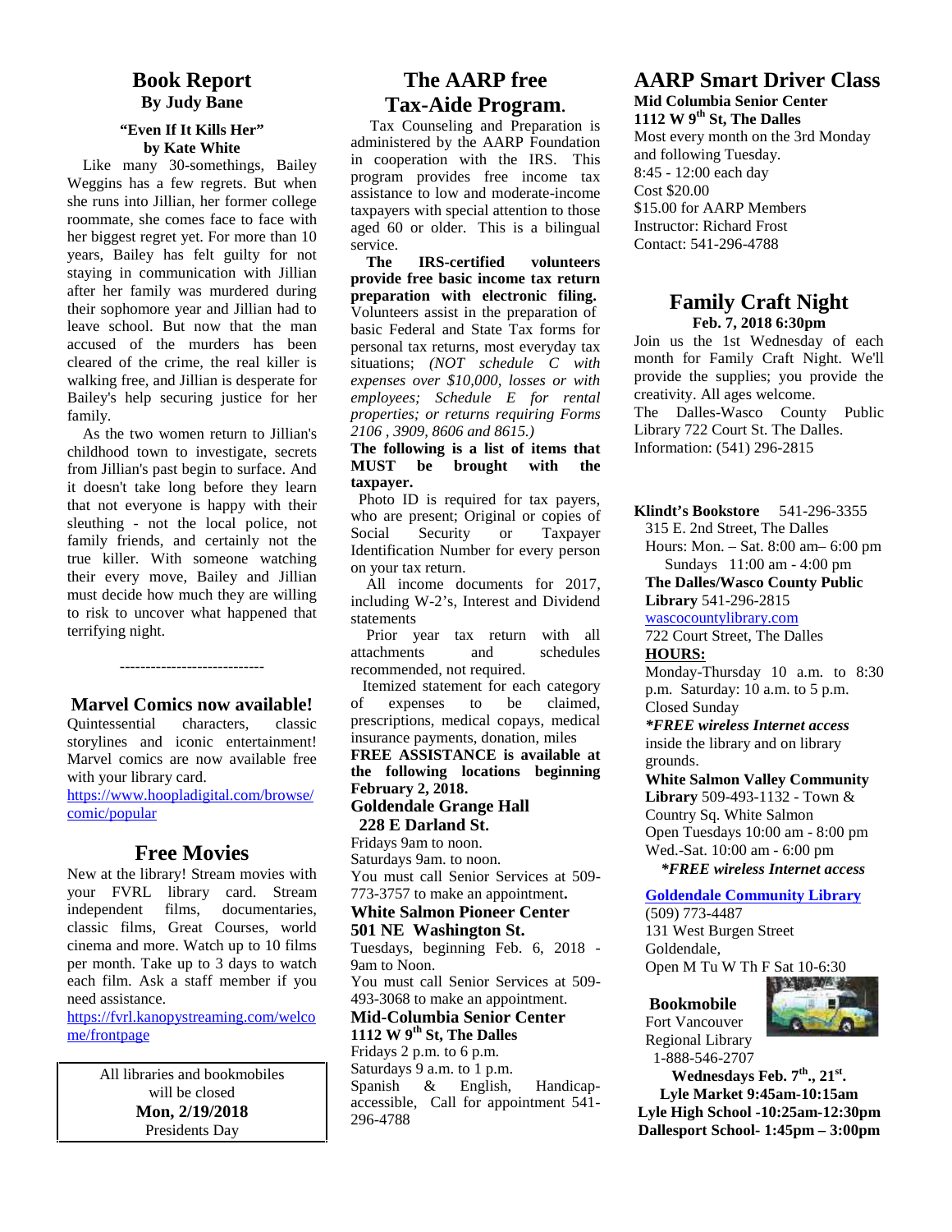## Book Report
**By Judy Bane**

**"Even If It Kills Her"**
**by Kate White**

Like many 30-somethings, Bailey Weggins has a few regrets. But when she runs into Jillian, her former college roommate, she comes face to face with her biggest regret yet. For more than 10 years, Bailey has felt guilty for not staying in communication with Jillian after her family was murdered during their sophomore year and Jillian had to leave school. But now that the man accused of the murders has been cleared of the crime, the real killer is walking free, and Jillian is desperate for Bailey's help securing justice for her family.

As the two women return to Jillian's childhood town to investigate, secrets from Jillian's past begin to surface. And it doesn't take long before they learn that not everyone is happy with their sleuthing - not the local police, not family friends, and certainly not the true killer. With someone watching their every move, Bailey and Jillian must decide how much they are willing to risk to uncover what happened that terrifying night.

----------------------------

## Marvel Comics now available!

Quintessential characters, classic storylines and iconic entertainment! Marvel comics are now available free with your library card.
https://www.hoopladigital.com/browse/comic/popular

## Free Movies

New at the library! Stream movies with your FVRL library card. Stream independent films, documentaries, classic films, Great Courses, world cinema and more. Watch up to 10 films per month. Take up to 3 days to watch each film. Ask a staff member if you need assistance.
https://fvrl.kanopystreaming.com/welcome/frontpage

All libraries and bookmobiles will be closed
**Mon, 2/19/2018**
Presidents Day

## The AARP free Tax-Aide Program.

Tax Counseling and Preparation is administered by the AARP Foundation in cooperation with the IRS. This program provides free income tax assistance to low and moderate-income taxpayers with special attention to those aged 60 or older. This is a bilingual service.

**The IRS-certified volunteers provide free basic income tax return preparation with electronic filing.** Volunteers assist in the preparation of basic Federal and State Tax forms for personal tax returns, most everyday tax situations; *(NOT schedule C with expenses over $10,000, losses or with employees; Schedule E for rental properties; or returns requiring Forms 2106 , 3909, 8606 and 8615.)*

**The following is a list of items that MUST be brought with the taxpayer.**

Photo ID is required for tax payers, who are present; Original or copies of Social Security or Taxpayer Identification Number for every person on your tax return.

All income documents for 2017, including W-2's, Interest and Dividend statements

Prior year tax return with all attachments and schedules recommended, not required.

Itemized statement for each category of expenses to be claimed, prescriptions, medical copays, medical insurance payments, donation, miles

**FREE ASSISTANCE is available at the following locations beginning February 2, 2018.**

**Goldendale Grange Hall**
**228 E Darland St.**
Fridays 9am to noon.
Saturdays 9am. to noon.
You must call Senior Services at 509-773-3757 to make an appointment**.**

**White Salmon Pioneer Center**
**501 NE Washington St.**
Tuesdays, beginning Feb. 6, 2018 - 9am to Noon.
You must call Senior Services at 509-493-3068 to make an appointment.

**Mid-Columbia Senior Center**
**1112 W 9th St, The Dalles**
Fridays 2 p.m. to 6 p.m.
Saturdays 9 a.m. to 1 p.m.
Spanish & English, Handicap-accessible, Call for appointment 541-296-4788

## AARP Smart Driver Class

**Mid Columbia Senior Center**
**1112 W 9th St, The Dalles**
Most every month on the 3rd Monday and following Tuesday.
8:45 - 12:00 each day
Cost $20.00
$15.00 for AARP Members
Instructor: Richard Frost
Contact: 541-296-4788

## Family Craft Night
**Feb. 7, 2018 6:30pm**

Join us the 1st Wednesday of each month for Family Craft Night. We'll provide the supplies; you provide the creativity. All ages welcome.
The Dalles-Wasco County Public Library 722 Court St. The Dalles.
Information: (541) 296-2815

**Klindt's Bookstore** 541-296-3355
315 E. 2nd Street, The Dalles
Hours: Mon. – Sat. 8:00 am– 6:00 pm
Sundays 11:00 am - 4:00 pm

**The Dalles/Wasco County Public Library** 541-296-2815
wascocountylibrary.com
722 Court Street, The Dalles
**HOURS:**
Monday-Thursday 10 a.m. to 8:30 p.m. Saturday: 10 a.m. to 5 p.m.
Closed Sunday
***FREE wireless Internet access** inside the library and on library grounds.

**White Salmon Valley Community Library** 509-493-1132 - Town & Country Sq. White Salmon
Open Tuesdays 10:00 am - 8:00 pm
Wed.-Sat. 10:00 am - 6:00 pm
***FREE wireless Internet access***

**Goldendale Community Library**
(509) 773-4487
131 West Burgen Street
Goldendale,
Open M Tu W Th F Sat 10-6:30

**Bookmobile**
Fort Vancouver Regional Library
1-888-546-2707
**Wednesdays Feb. 7th., 21st.**
**Lyle Market 9:45am-10:15am**
**Lyle High School -10:25am-12:30pm**
**Dallesport School- 1:45pm – 3:00pm**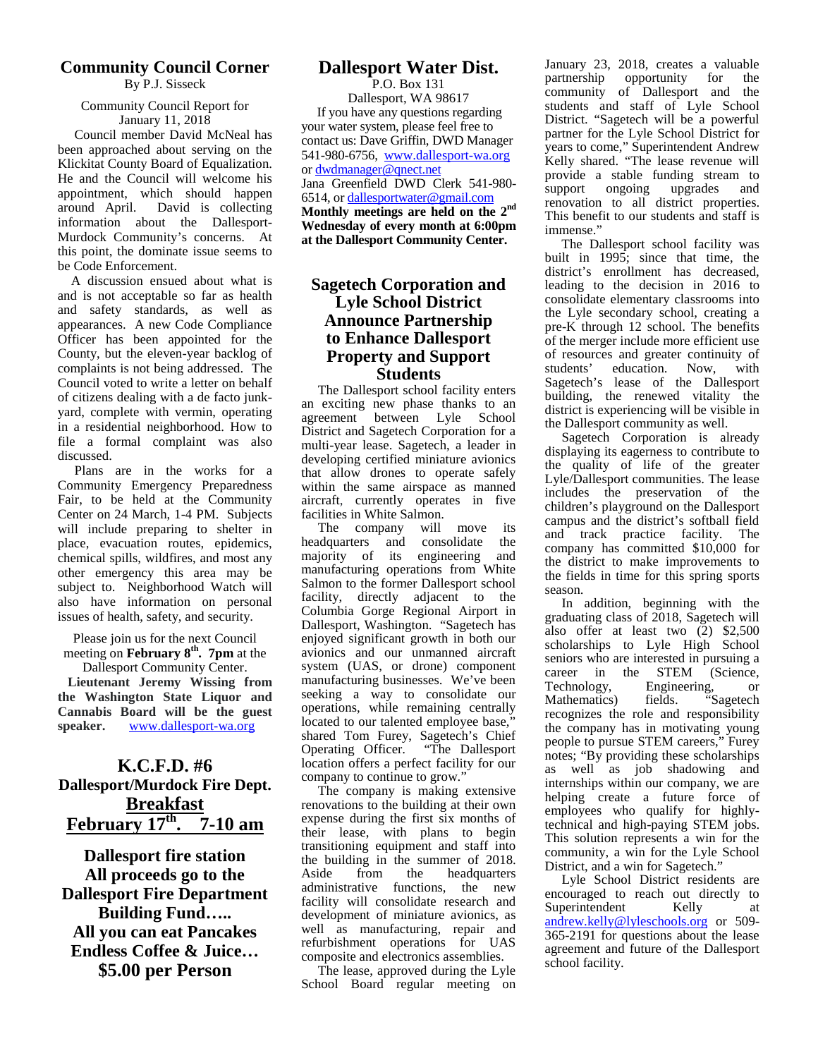## Community Council Corner

By P.J. Sisseck

Community Council Report for January 11, 2018

Council member David McNeal has been approached about serving on the Klickitat County Board of Equalization. He and the Council will welcome his appointment, which should happen around April. David is collecting information about the Dallesport-Murdock Community's concerns. At this point, the dominate issue seems to be Code Enforcement.

A discussion ensued about what is and is not acceptable so far as health and safety standards, as well as appearances. A new Code Compliance Officer has been appointed for the County, but the eleven-year backlog of complaints is not being addressed. The Council voted to write a letter on behalf of citizens dealing with a de facto junk-yard, complete with vermin, operating in a residential neighborhood. How to file a formal complaint was also discussed.

Plans are in the works for a Community Emergency Preparedness Fair, to be held at the Community Center on 24 March, 1-4 PM. Subjects will include preparing to shelter in place, evacuation routes, epidemics, chemical spills, wildfires, and most any other emergency this area may be subject to. Neighborhood Watch will also have information on personal issues of health, safety, and security.

Please join us for the next Council meeting on **February 8th. 7pm** at the Dallesport Community Center.

**Lieutenant Jeremy Wissing from the Washington State Liquor and Cannabis Board will be the guest speaker.** www.dallesport-wa.org

## K.C.F.D. #6

### Dallesport/Murdock Fire Dept.

**Breakfast**

**February 17th. 7-10 am**

**Dallesport fire station**
**All proceeds go to the Dallesport Fire Department Building Fund…..**
**All you can eat Pancakes**
**Endless Coffee & Juice…**
**$5.00 per Person**

## Dallesport Water Dist.

P.O. Box 131
Dallesport, WA 98617

If you have any questions regarding your water system, please feel free to contact us: Dave Griffin, DWD Manager 541-980-6756, www.dallesport-wa.org or dwdmanager@qnect.net
Jana Greenfield DWD Clerk 541-980-6514, or dallesportwater@gmail.com
**Monthly meetings are held on the 2nd Wednesday of every month at 6:00pm at the Dallesport Community Center.**

## Sagetech Corporation and Lyle School District Announce Partnership to Enhance Dallesport Property and Support Students

The Dallesport school facility enters an exciting new phase thanks to an agreement between Lyle School District and Sagetech Corporation for a multi-year lease. Sagetech, a leader in developing certified miniature avionics that allow drones to operate safely within the same airspace as manned aircraft, currently operates in five facilities in White Salmon.

The company will move its headquarters and consolidate the majority of its engineering and manufacturing operations from White Salmon to the former Dallesport school facility, directly adjacent to the Columbia Gorge Regional Airport in Dallesport, Washington. "Sagetech has enjoyed significant growth in both our avionics and our unmanned aircraft system (UAS, or drone) component manufacturing businesses. We've been seeking a way to consolidate our operations, while remaining centrally located to our talented employee base," shared Tom Furey, Sagetech's Chief Operating Officer. "The Dallesport location offers a perfect facility for our company to continue to grow."

The company is making extensive renovations to the building at their own expense during the first six months of their lease, with plans to begin transitioning equipment and staff into the building in the summer of 2018. Aside from the headquarters administrative functions, the new facility will consolidate research and development of miniature avionics, as well as manufacturing, repair and refurbishment operations for UAS composite and electronics assemblies.

The lease, approved during the Lyle School Board regular meeting on January 23, 2018, creates a valuable partnership opportunity for the community of Dallesport and the students and staff of Lyle School District. "Sagetech will be a powerful partner for the Lyle School District for years to come," Superintendent Andrew Kelly shared. "The lease revenue will provide a stable funding stream to support ongoing upgrades and renovation to all district properties. This benefit to our students and staff is immense."

The Dallesport school facility was built in 1995; since that time, the district's enrollment has decreased, leading to the decision in 2016 to consolidate elementary classrooms into the Lyle secondary school, creating a pre-K through 12 school. The benefits of the merger include more efficient use of resources and greater continuity of students' education. Now, with Sagetech's lease of the Dallesport building, the renewed vitality the district is experiencing will be visible in the Dallesport community as well.

Sagetech Corporation is already displaying its eagerness to contribute to the quality of life of the greater Lyle/Dallesport communities. The lease includes the preservation of the children's playground on the Dallesport campus and the district's softball field and track practice facility. The company has committed $10,000 for the district to make improvements to the fields in time for this spring sports season.

In addition, beginning with the graduating class of 2018, Sagetech will also offer at least two (2) $2,500 scholarships to Lyle High School seniors who are interested in pursuing a career in the STEM (Science, Technology, Engineering, or Mathematics) fields. "Sagetech recognizes the role and responsibility the company has in motivating young people to pursue STEM careers," Furey notes; "By providing these scholarships as well as job shadowing and internships within our company, we are helping create a future force of employees who qualify for highly-technical and high-paying STEM jobs. This solution represents a win for the community, a win for the Lyle School District, and a win for Sagetech."

Lyle School District residents are encouraged to reach out directly to Superintendent Kelly at andrew.kelly@lyleschools.org or 509-365-2191 for questions about the lease agreement and future of the Dallesport school facility.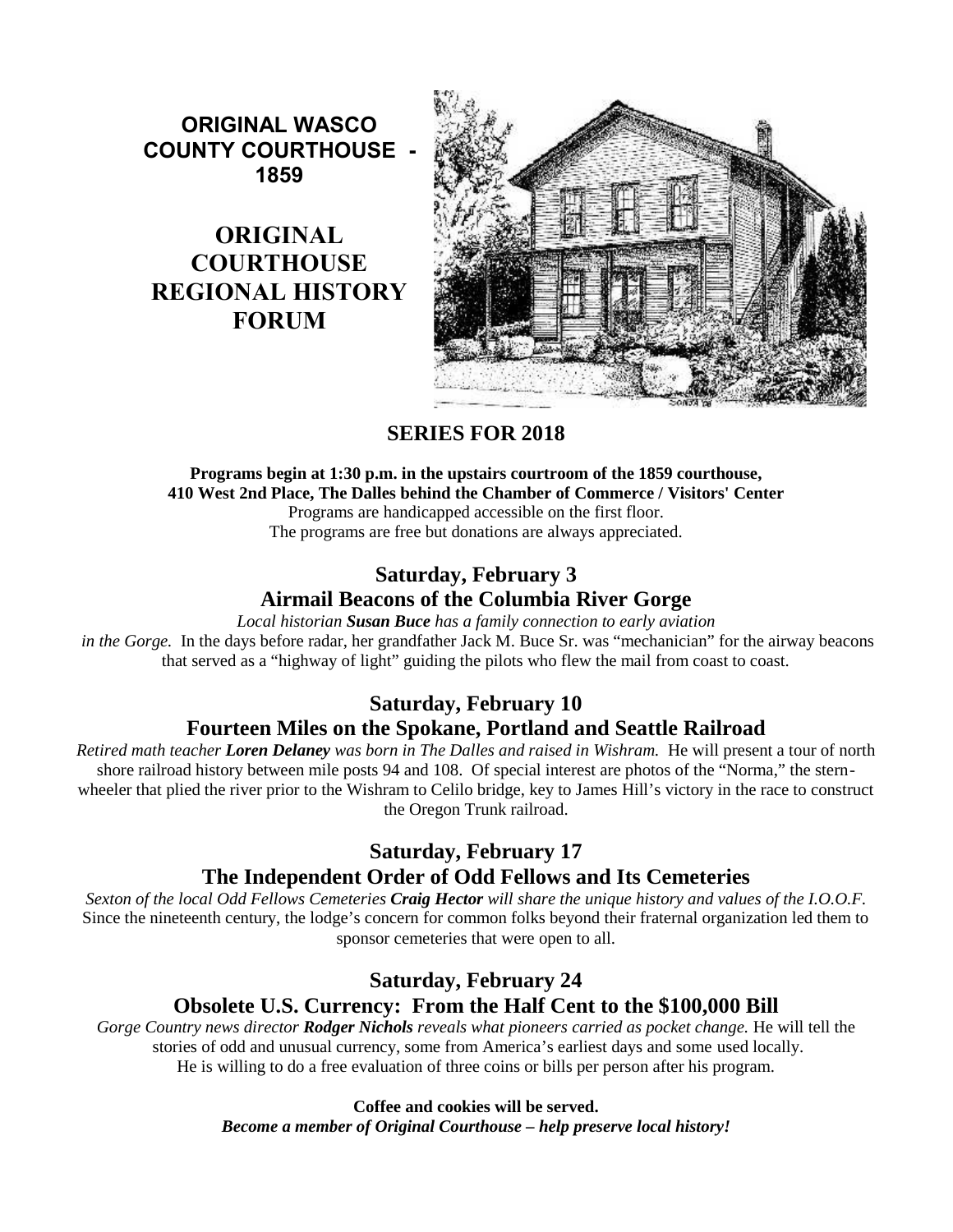**ORIGINAL WASCO COUNTY COURTHOUSE - 1859**

# ORIGINAL COURTHOUSE REGIONAL HISTORY FORUM

## SERIES FOR 2018

**Programs begin at 1:30 p.m. in the upstairs courtroom of the 1859 courthouse, 410 West 2nd Place, The Dalles behind the Chamber of Commerce / Visitors' Center**
Programs are handicapped accessible on the first floor.
The programs are free but donations are always appreciated.

### Saturday, February 3
### Airmail Beacons of the Columbia River Gorge

*Local historian **Susan Buce** has a family connection to early aviation in the Gorge.* In the days before radar, her grandfather Jack M. Buce Sr. was "mechanician" for the airway beacons that served as a "highway of light" guiding the pilots who flew the mail from coast to coast.

### Saturday, February 10
### Fourteen Miles on the Spokane, Portland and Seattle Railroad

*Retired math teacher **Loren Delaney** was born in The Dalles and raised in Wishram.* He will present a tour of north shore railroad history between mile posts 94 and 108. Of special interest are photos of the "Norma," the stern-wheeler that plied the river prior to the Wishram to Celilo bridge, key to James Hill's victory in the race to construct the Oregon Trunk railroad.

### Saturday, February 17
### The Independent Order of Odd Fellows and Its Cemeteries

*Sexton of the local Odd Fellows Cemeteries **Craig Hector** will share the unique history and values of the I.O.O.F.* Since the nineteenth century, the lodge's concern for common folks beyond their fraternal organization led them to sponsor cemeteries that were open to all.

### Saturday, February 24
### Obsolete U.S. Currency: From the Half Cent to the $100,000 Bill

*Gorge Country news director **Rodger Nichols** reveals what pioneers carried as pocket change.* He will tell the stories of odd and unusual currency, some from America's earliest days and some used locally.
He is willing to do a free evaluation of three coins or bills per person after his program.

**Coffee and cookies will be served.**
***Become a member of Original Courthouse – help preserve local history!***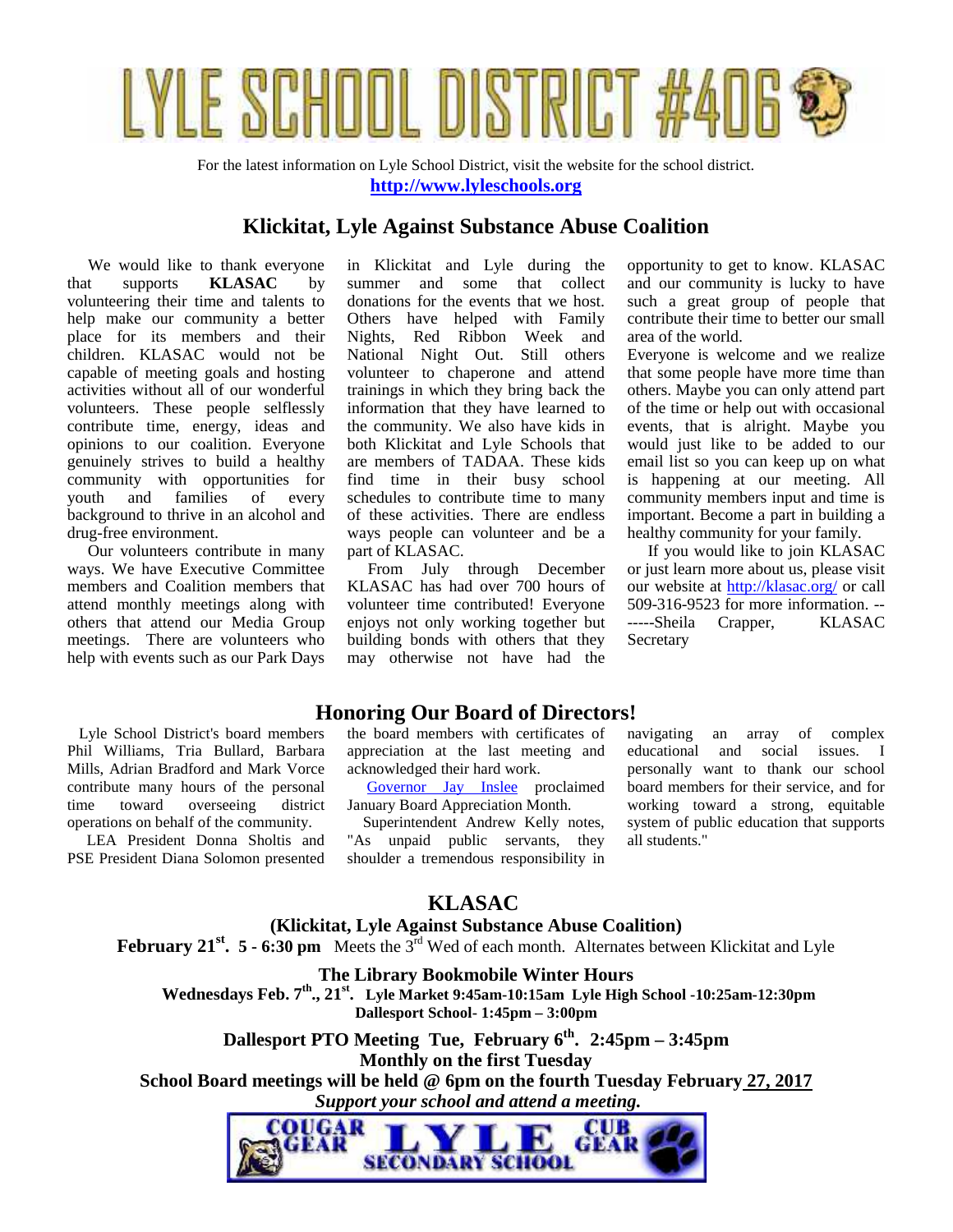# LYLE SCHOOL DISTRICT #406

For the latest information on Lyle School District, visit the website for the school district.

**http://www.lyleschools.org**

## Klickitat, Lyle Against Substance Abuse Coalition

We would like to thank everyone that supports **KLASAC** by volunteering their time and talents to help make our community a better place for its members and their children. KLASAC would not be capable of meeting goals and hosting activities without all of our wonderful volunteers. These people selflessly contribute time, energy, ideas and opinions to our coalition. Everyone genuinely strives to build a healthy community with opportunities for youth and families of every background to thrive in an alcohol and drug-free environment.

Our volunteers contribute in many ways. We have Executive Committee members and Coalition members that attend monthly meetings along with others that attend our Media Group meetings. There are volunteers who help with events such as our Park Days in Klickitat and Lyle during the summer and some that collect donations for the events that we host. Others have helped with Family Nights, Red Ribbon Week and National Night Out. Still others volunteer to chaperone and attend trainings in which they bring back the information that they have learned to the community. We also have kids in both Klickitat and Lyle Schools that are members of TADAA. These kids find time in their busy school schedules to contribute time to many of these activities. There are endless ways people can volunteer and be a part of KLASAC.

From July through December KLASAC has had over 700 hours of volunteer time contributed! Everyone enjoys not only working together but building bonds with others that they may otherwise not have had the opportunity to get to know. KLASAC and our community is lucky to have such a great group of people that contribute their time to better our small area of the world.

Everyone is welcome and we realize that some people have more time than others. Maybe you can only attend part of the time or help out with occasional events, that is alright. Maybe you would just like to be added to our email list so you can keep up on what is happening at our meeting. All community members input and time is important. Become a part in building a healthy community for your family.

If you would like to join KLASAC or just learn more about us, please visit our website at http://klasac.org/ or call 509-316-9523 for more information. ------Sheila Crapper, KLASAC Secretary

## Honoring Our Board of Directors!

Lyle School District's board members Phil Williams, Tria Bullard, Barbara Mills, Adrian Bradford and Mark Vorce contribute many hours of the personal time toward overseeing district operations on behalf of the community.

LEA President Donna Sholtis and PSE President Diana Solomon presented the board members with certificates of appreciation at the last meeting and acknowledged their hard work.

Governor Jay Inslee proclaimed January Board Appreciation Month.

Superintendent Andrew Kelly notes, "As unpaid public servants, they shoulder a tremendous responsibility in navigating an array of complex educational and social issues. I personally want to thank our school board members for their service, and for working toward a strong, equitable system of public education that supports all students."

## KLASAC

**(Klickitat, Lyle Against Substance Abuse Coalition)**

**February 21st. 5 - 6:30 pm** Meets the 3rd Wed of each month. Alternates between Klickitat and Lyle

**The Library Bookmobile Winter Hours**

**Wednesdays Feb. 7th., 21st. Lyle Market 9:45am-10:15am Lyle High School -10:25am-12:30pm**

**Dallesport School- 1:45pm – 3:00pm**

**Dallesport PTO Meeting Tue, February 6th. 2:45pm – 3:45pm**

**Monthly on the first Tuesday**

**School Board meetings will be held @ 6pm on the fourth Tuesday February 27, 2017**

***Support your school and attend a meeting.***

COUGAR GEAR LYLE SECONDARY SCHOOL CUB GEAR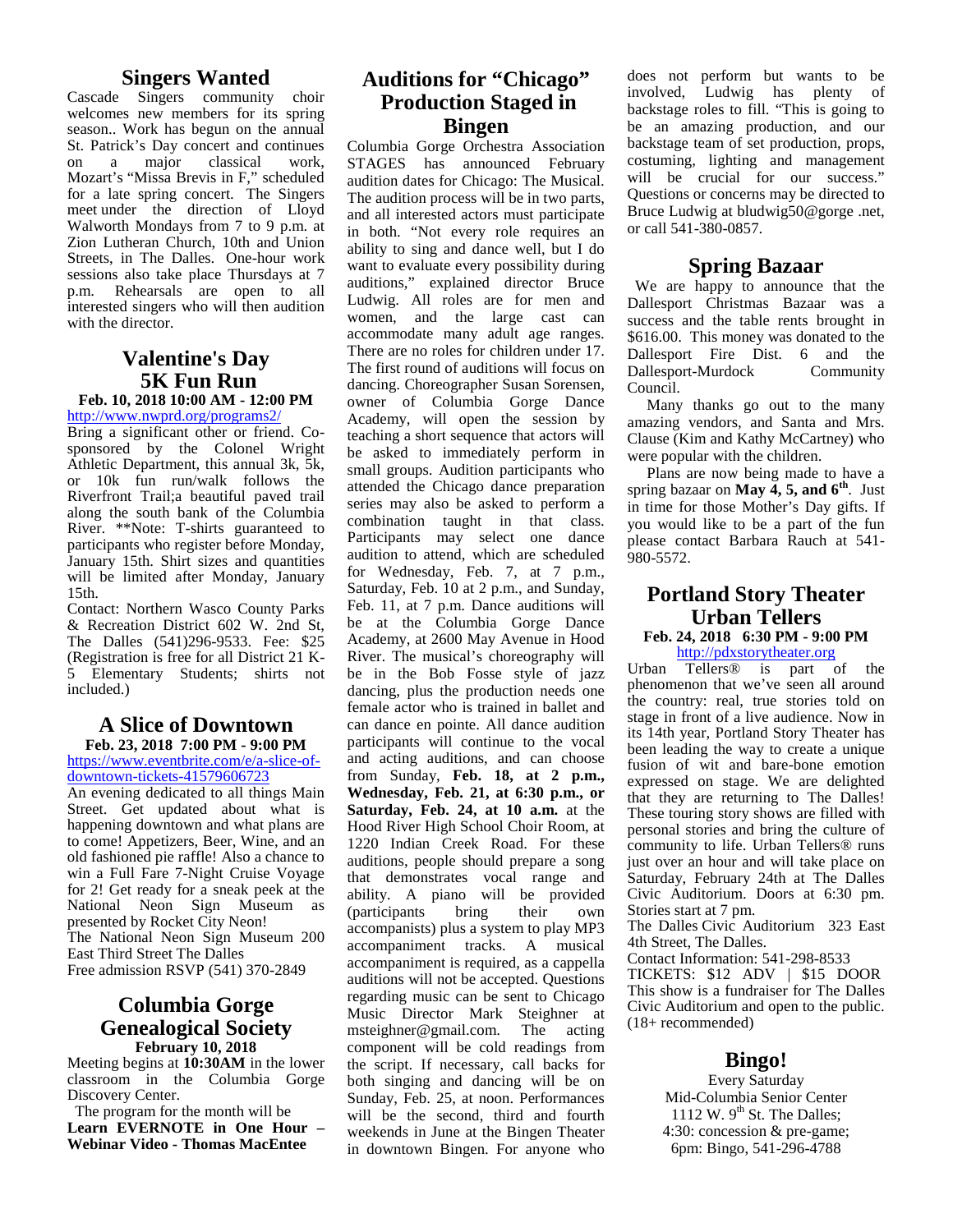## Singers Wanted

Cascade Singers community choir welcomes new members for its spring season.. Work has begun on the annual St. Patrick's Day concert and continues on a major classical work, Mozart's "Missa Brevis in F," scheduled for a late spring concert. The Singers meet under the direction of Lloyd Walworth Mondays from 7 to 9 p.m. at Zion Lutheran Church, 10th and Union Streets, in The Dalles. One-hour work sessions also take place Thursdays at 7 p.m. Rehearsals are open to all interested singers who will then audition with the director.

## Valentine's Day 5K Fun Run

**Feb. 10, 2018 10:00 AM - 12:00 PM**

http://www.nwprd.org/programs2/

Bring a significant other or friend. Co-sponsored by the Colonel Wright Athletic Department, this annual 3k, 5k, or 10k fun run/walk follows the Riverfront Trail;a beautiful paved trail along the south bank of the Columbia River. **Note: T-shirts guaranteed to participants who register before Monday, January 15th. Shirt sizes and quantities will be limited after Monday, January 15th.

Contact: Northern Wasco County Parks & Recreation District 602 W. 2nd St, The Dalles (541)296-9533. Fee: $25 (Registration is free for all District 21 K-5 Elementary Students; shirts not included.)

## A Slice of Downtown

**Feb. 23, 2018 7:00 PM - 9:00 PM**

https://www.eventbrite.com/e/a-slice-of-downtown-tickets-41579606723

An evening dedicated to all things Main Street. Get updated about what is happening downtown and what plans are to come! Appetizers, Beer, Wine, and an old fashioned pie raffle! Also a chance to win a Full Fare 7-Night Cruise Voyage for 2! Get ready for a sneak peek at the National Neon Sign Museum as presented by Rocket City Neon!

The National Neon Sign Museum 200 East Third Street The Dalles

Free admission RSVP (541) 370-2849

## Columbia Gorge Genealogical Society

**February 10, 2018**

Meeting begins at **10:30AM** in the lower classroom in the Columbia Gorge Discovery Center.

The program for the month will be **Learn EVERNOTE in One Hour – Webinar Video - Thomas MacEntee**

## Auditions for "Chicago" Production Staged in Bingen

Columbia Gorge Orchestra Association STAGES has announced February audition dates for Chicago: The Musical. The audition process will be in two parts, and all interested actors must participate in both. "Not every role requires an ability to sing and dance well, but I do want to evaluate every possibility during auditions," explained director Bruce Ludwig. All roles are for men and women, and the large cast can accommodate many adult age ranges. There are no roles for children under 17. The first round of auditions will focus on dancing. Choreographer Susan Sorensen, owner of Columbia Gorge Dance Academy, will open the session by teaching a short sequence that actors will be asked to immediately perform in small groups. Audition participants who attended the Chicago dance preparation series may also be asked to perform a combination taught in that class. Participants may select one dance audition to attend, which are scheduled for Wednesday, Feb. 7, at 7 p.m., Saturday, Feb. 10 at 2 p.m., and Sunday, Feb. 11, at 7 p.m. Dance auditions will be at the Columbia Gorge Dance Academy, at 2600 May Avenue in Hood River. The musical's choreography will be in the Bob Fosse style of jazz dancing, plus the production needs one female actor who is trained in ballet and can dance en pointe. All dance audition participants will continue to the vocal and acting auditions, and can choose from Sunday, **Feb. 18, at 2 p.m., Wednesday, Feb. 21, at 6:30 p.m., or Saturday, Feb. 24, at 10 a.m.** at the Hood River High School Choir Room, at 1220 Indian Creek Road. For these auditions, people should prepare a song that demonstrates vocal range and ability. A piano will be provided (participants bring their own accompanists) plus a system to play MP3 accompaniment tracks. A musical accompaniment is required, as a cappella auditions will not be accepted. Questions regarding music can be sent to Chicago Music Director Mark Steighner at msteighner@gmail.com. The acting component will be cold readings from the script. If necessary, call backs for both singing and dancing will be on Sunday, Feb. 25, at noon. Performances will be the second, third and fourth weekends in June at the Bingen Theater in downtown Bingen. For anyone who does not perform but wants to be involved, Ludwig has plenty of backstage roles to fill. "This is going to be an amazing production, and our backstage team of set production, props, costuming, lighting and management will be crucial for our success." Questions or concerns may be directed to Bruce Ludwig at bludwig50@gorge .net, or call 541-380-0857.

## Spring Bazaar

We are happy to announce that the Dallesport Christmas Bazaar was a success and the table rents brought in $616.00. This money was donated to the Dallesport Fire Dist. 6 and the Dallesport-Murdock Community Council.

Many thanks go out to the many amazing vendors, and Santa and Mrs. Clause (Kim and Kathy McCartney) who were popular with the children.

Plans are now being made to have a spring bazaar on **May 4, 5, and 6th**. Just in time for those Mother's Day gifts. If you would like to be a part of the fun please contact Barbara Rauch at 541-980-5572.

## Portland Story Theater Urban Tellers

**Feb. 24, 2018 6:30 PM - 9:00 PM**

http://pdxstorytheater.org

Urban Tellers® is part of the phenomenon that we've seen all around the country: real, true stories told on stage in front of a live audience. Now in its 14th year, Portland Story Theater has been leading the way to create a unique fusion of wit and bare-bone emotion expressed on stage. We are delighted that they are returning to The Dalles! These touring story shows are filled with personal stories and bring the culture of community to life. Urban Tellers® runs just over an hour and will take place on Saturday, February 24th at The Dalles Civic Auditorium. Doors at 6:30 pm. Stories start at 7 pm.

The Dalles Civic Auditorium 323 East 4th Street, The Dalles.

Contact Information: 541-298-8533

TICKETS: $12 ADV | $15 DOOR

This show is a fundraiser for The Dalles Civic Auditorium and open to the public. (18+ recommended)

## Bingo!

Every Saturday

Mid-Columbia Senior Center

1112 W. 9th St. The Dalles;

4:30: concession & pre-game;

6pm: Bingo, 541-296-4788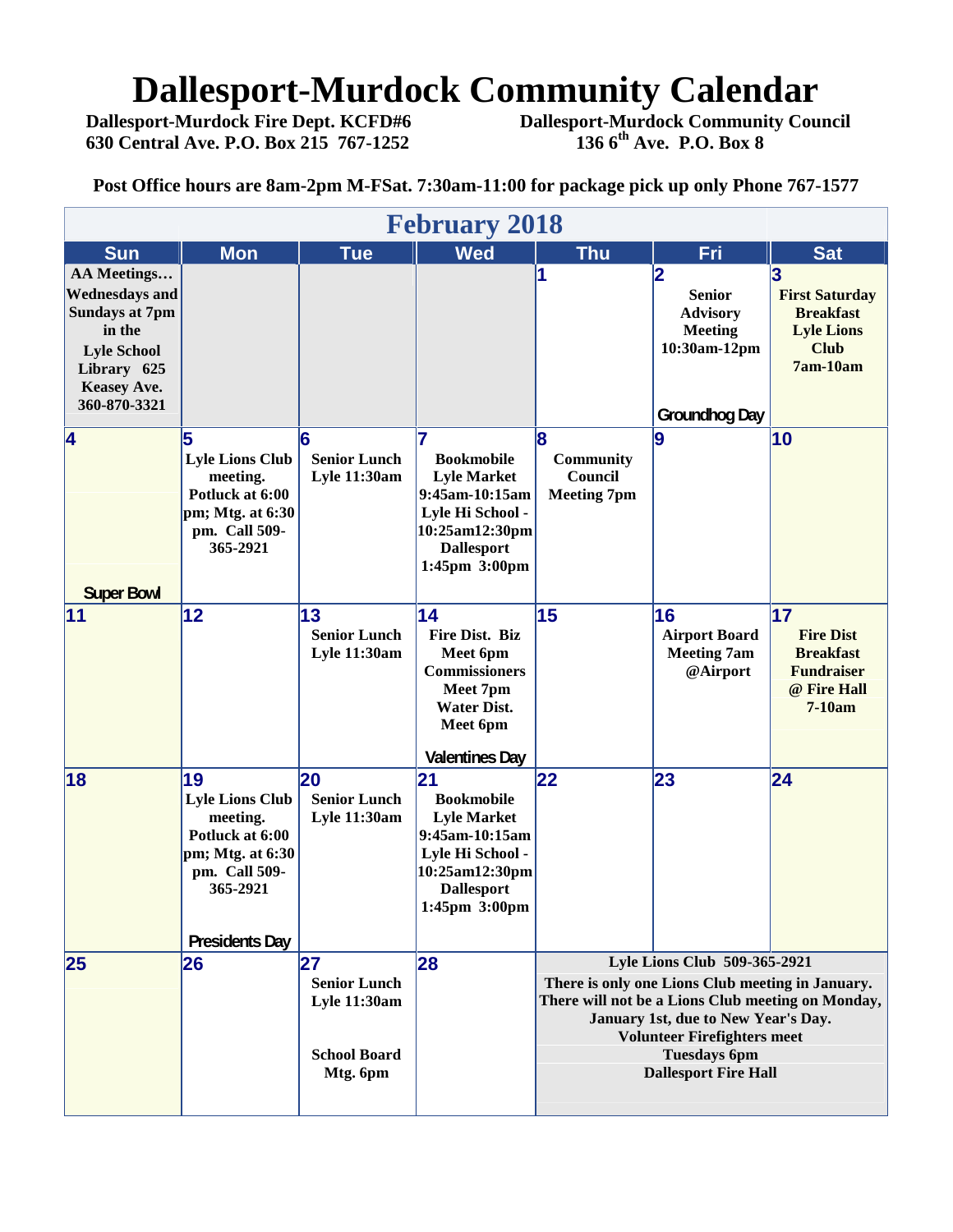# Dallesport-Murdock Community Calendar

**Dallesport-Murdock Fire Dept. KCFD#6**
**630 Central Ave. P.O. Box 215 767-1252**

**Dallesport-Murdock Community Council**
**136 6th Ave. P.O. Box 8**

**Post Office hours are 8am-2pm M-FSat. 7:30am-11:00 for package pick up only Phone 767-1577**

## February 2018

| Sun | Mon | Tue | Wed | Thu | Fri | Sat |
|---|---|---|---|---|---|---|
| **AA Meetings… Wednesdays and Sundays at 7pm in the Lyle School Library 625 Keasey Ave. 360-870-3321** | | | | 1 | 2 **Senior Advisory Meeting 10:30am-12pm** Groundhog Day | 3 **First Saturday Breakfast Lyle Lions Club 7am-10am** |
| 4 Super Bowl | 5 **Lyle Lions Club meeting. Potluck at 6:00 pm; Mtg. at 6:30 pm. Call 509-365-2921** | 6 **Senior Lunch Lyle 11:30am** | 7 **Bookmobile Lyle Market 9:45am-10:15am Lyle Hi School - 10:25am12:30pm Dallesport 1:45pm 3:00pm** | 8 **Community Council Meeting 7pm** | 9 | 10 |
| 11 | 12 | 13 **Senior Lunch Lyle 11:30am** | 14 **Fire Dist. Biz Meet 6pm Commissioners Meet 7pm Water Dist. Meet 6pm** Valentines Day | 15 | 16 **Airport Board Meeting 7am @Airport** | 17 **Fire Dist Breakfast Fundraiser @ Fire Hall 7-10am** |
| 18 | 19 **Lyle Lions Club meeting. Potluck at 6:00 pm; Mtg. at 6:30 pm. Call 509-365-2921** Presidents Day | 20 **Senior Lunch Lyle 11:30am** | 21 **Bookmobile Lyle Market 9:45am-10:15am Lyle Hi School - 10:25am12:30pm Dallesport 1:45pm 3:00pm** | 22 | 23 | 24 |
| 25 | 26 | 27 **Senior Lunch Lyle 11:30am** **School Board Mtg. 6pm** | 28 | **Lyle Lions Club 509-365-2921 There is only one Lions Club meeting in January. There will not be a Lions Club meeting on Monday, January 1st, due to New Year's Day. Volunteer Firefighters meet Tuesdays 6pm Dallesport Fire Hall** | | |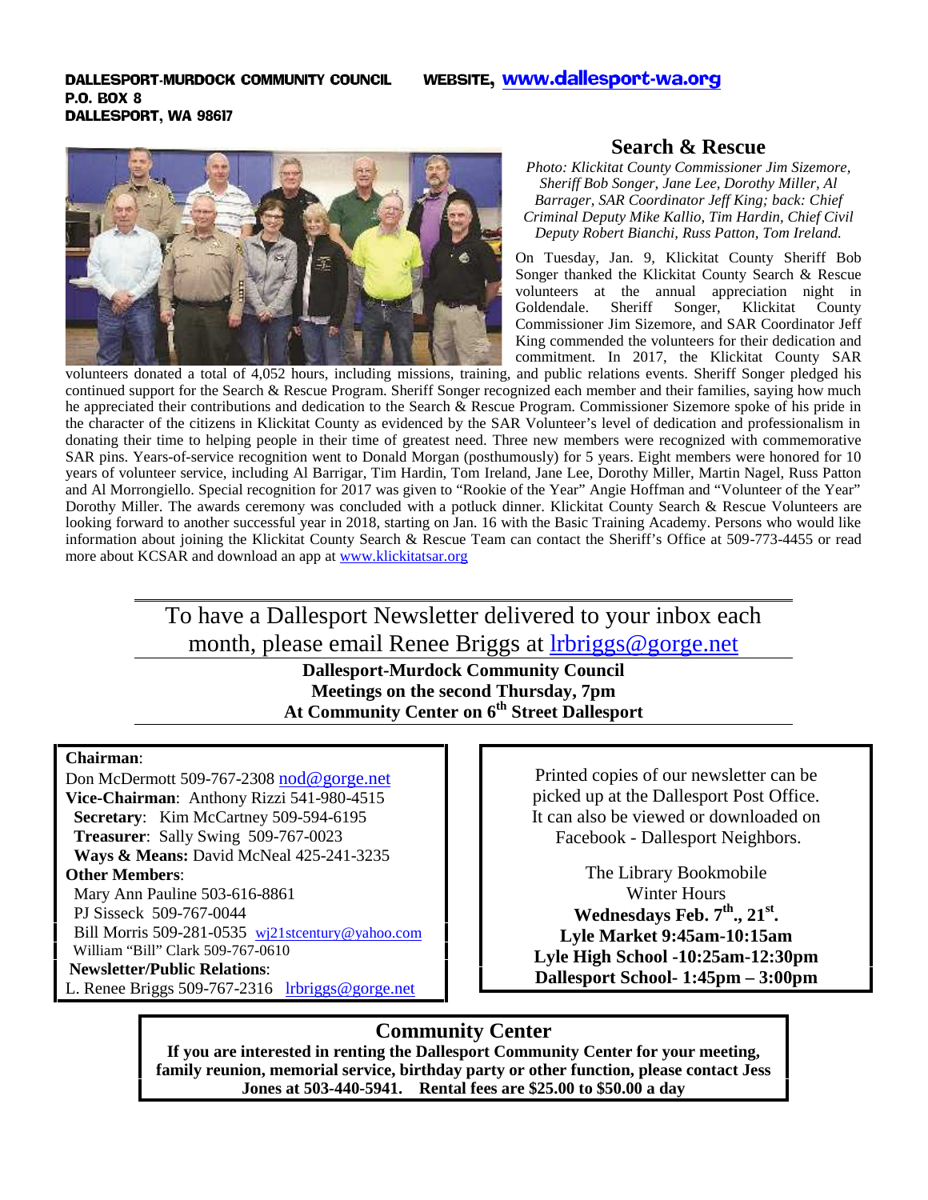**DALLESPORT-MURDOCK COMMUNITY COUNCIL** **WEBSITE, www.dallesport-wa.org**
**P.O. BOX 8**
**DALLESPORT, WA 98617**

## Search & Rescue

*Photo: Klickitat County Commissioner Jim Sizemore, Sheriff Bob Songer, Jane Lee, Dorothy Miller, Al Barrager, SAR Coordinator Jeff King; back: Chief Criminal Deputy Mike Kallio, Tim Hardin, Chief Civil Deputy Robert Bianchi, Russ Patton, Tom Ireland.*

On Tuesday, Jan. 9, Klickitat County Sheriff Bob Songer thanked the Klickitat County Search & Rescue volunteers at the annual appreciation night in Goldendale. Sheriff Songer, Klickitat County Commissioner Jim Sizemore, and SAR Coordinator Jeff King commended the volunteers for their dedication and commitment. In 2017, the Klickitat County SAR volunteers donated a total of 4,052 hours, including missions, training, and public relations events. Sheriff Songer pledged his continued support for the Search & Rescue Program. Sheriff Songer recognized each member and their families, saying how much he appreciated their contributions and dedication to the Search & Rescue Program. Commissioner Sizemore spoke of his pride in the character of the citizens in Klickitat County as evidenced by the SAR Volunteer's level of dedication and professionalism in donating their time to helping people in their time of greatest need. Three new members were recognized with commemorative SAR pins. Years-of-service recognition went to Donald Morgan (posthumously) for 5 years. Eight members were honored for 10 years of volunteer service, including Al Barrigar, Tim Hardin, Tom Ireland, Jane Lee, Dorothy Miller, Martin Nagel, Russ Patton and Al Morrongiello. Special recognition for 2017 was given to "Rookie of the Year" Angie Hoffman and "Volunteer of the Year" Dorothy Miller. The awards ceremony was concluded with a potluck dinner. Klickitat County Search & Rescue Volunteers are looking forward to another successful year in 2018, starting on Jan. 16 with the Basic Training Academy. Persons who would like information about joining the Klickitat County Search & Rescue Team can contact the Sheriff's Office at 509-773-4455 or read more about KCSAR and download an app at www.klickitatsar.org

---

To have a Dallesport Newsletter delivered to your inbox each month, please email Renee Briggs at lrbriggs@gorge.net

**Dallesport-Murdock Community Council**
**Meetings on the second Thursday, 7pm**
**At Community Center on 6th Street Dallesport**

---

**Chairman**:
Don McDermott 509-767-2308 nod@gorge.net
**Vice-Chairman**: Anthony Rizzi 541-980-4515
**Secretary**: Kim McCartney 509-594-6195
**Treasurer**: Sally Swing 509-767-0023
**Ways & Means:** David McNeal 425-241-3235
**Other Members**:
Mary Ann Pauline 503-616-8861
PJ Sisseck 509-767-0044
Bill Morris 509-281-0535 wj21stcentury@yahoo.com
William "Bill" Clark 509-767-0610
**Newsletter/Public Relations**:
L. Renee Briggs 509-767-2316 lrbriggs@gorge.net

Printed copies of our newsletter can be picked up at the Dallesport Post Office. It can also be viewed or downloaded on Facebook - Dallesport Neighbors.

The Library Bookmobile
Winter Hours
**Wednesdays Feb. 7th., 21st.**
**Lyle Market 9:45am-10:15am**
**Lyle High School -10:25am-12:30pm**
**Dallesport School- 1:45pm – 3:00pm**

## Community Center

**If you are interested in renting the Dallesport Community Center for your meeting, family reunion, memorial service, birthday party or other function, please contact Jess Jones at 503-440-5941. Rental fees are $25.00 to $50.00 a day**